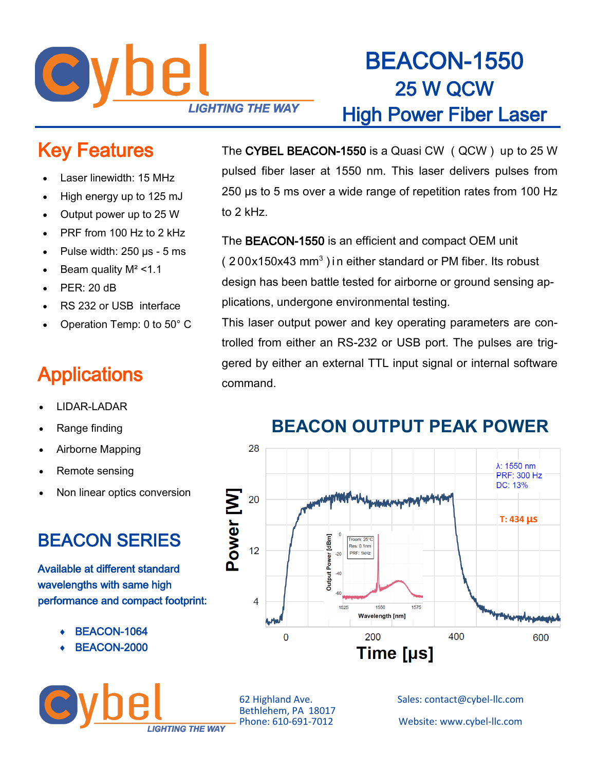# BEACON-1550

## 25 W QCW

## High Power Fiber Laser

## Key Features

- Laser linewidth: 15 MHz
- High energy up to 125 mJ
- Output power up to 25 W
- PRF from 100 Hz to 2 kHz
- Pulse width: 250 µs - 5 ms
- Beam quality $M^2$ <1.1
- PER: 20 dB
- RS 232 or USB interface
- Operation Temp: 0 to 50° C

The **CYBEL BEACON-1550** is a Quasi CW (QCW) up to 25 W pulsed fiber laser at 1550 nm. This laser delivers pulses from 250 µs to 5 ms over a wide range of repetition rates from 100 Hz to 2 kHz.

The **BEACON-1550** is an efficient and compact OEM unit (200x150x43 $mm^3$) in either standard or PM fiber. Its robust design has been battle tested for airborne or ground sensing applications, undergone environmental testing.

This laser output power and key operating parameters are controlled from either an RS-232 or USB port. The pulses are triggered by either an external TTL input signal or internal software command.

## Applications

- LIDAR-LADAR
- Range finding
- Airborne Mapping
- Remote sensing
- Non linear optics conversion

## BEACON OUTPUT PEAK POWER

## BEACON SERIES

**Available at different standard wavelengths with same high performance and compact footprint:**

- BEACON-1064
- BEACON-2000

62 Highland Ave.
Bethlehem, PA 18017
Phone: 610-691-7012

Sales: contact@cybel-llc.com

Website: www.cybel-llc.com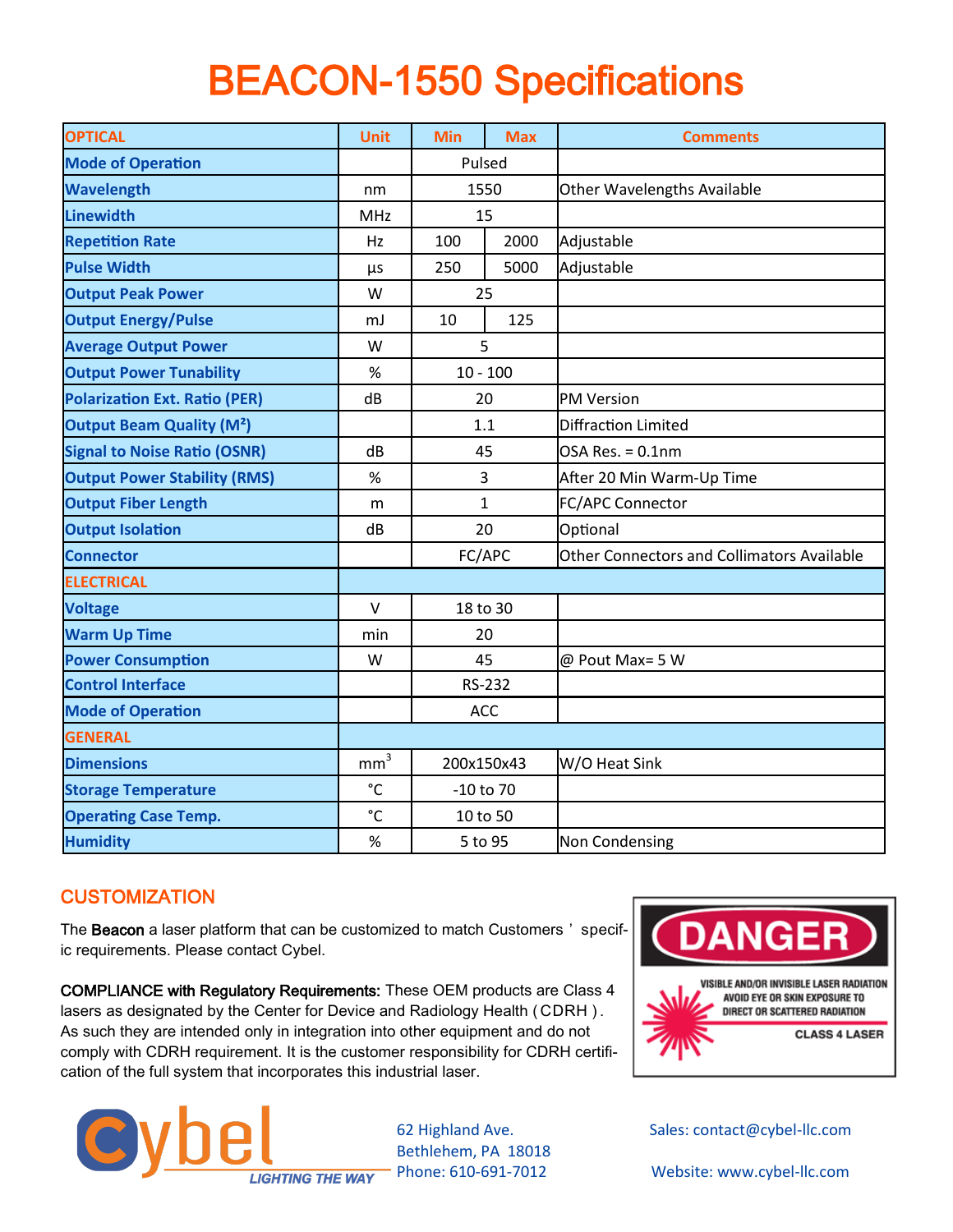# BEACON-1550 Specifications

| OPTICAL | Unit | Min | Max | Comments |
|---|---|---|---|---|
| Mode of Operation | | Pulsed | | |
| Wavelength | nm | 1550 | | Other Wavelengths Available |
| Linewidth | MHz | 15 | | |
| Repetition Rate | Hz | 100 | 2000 | Adjustable |
| Pulse Width | µs | 250 | 5000 | Adjustable |
| Output Peak Power | W | 25 | | |
| Output Energy/Pulse | mJ | 10 | 125 | |
| Average Output Power | W | 5 | | |
| Output Power Tunability | % | 10 - 100 | | |
| Polarization Ext. Ratio (PER) | dB | 20 | | PM Version |
| Output Beam Quality ($M^2$) | | 1.1 | | Diffraction Limited |
| Signal to Noise Ratio (OSNR) | dB | 45 | | OSA Res. = 0.1nm |
| Output Power Stability (RMS) | % | 3 | | After 20 Min Warm-Up Time |
| Output Fiber Length | m | 1 | | FC/APC Connector |
| Output Isolation | dB | 20 | | Optional |
| Connector | | FC/APC | | Other Connectors and Collimators Available |
| ELECTRICAL | | | | |
| Voltage | V | 18 to 30 | | |
| Warm Up Time | min | 20 | | |
| Power Consumption | W | 45 | | @ Pout Max= 5 W |
| Control Interface | | RS-232 | | |
| Mode of Operation | | ACC | | |
| GENERAL | | | | |
| Dimensions | $mm^3$ | 200x150x43 | | W/O Heat Sink |
| Storage Temperature | °C | -10 to 70 | | |
| Operating Case Temp. | °C | 10 to 50 | | |
| Humidity | % | 5 to 95 | | Non Condensing |

## CUSTOMIZATION

The **Beacon** a laser platform that can be customized to match Customers' specific requirements. Please contact Cybel.

**COMPLIANCE with Regulatory Requirements:** These OEM products are Class 4 lasers as designated by the Center for Device and Radiology Health (CDRH). As such they are intended only in integration into other equipment and do not comply with CDRH requirement. It is the customer responsibility for CDRH certification of the full system that incorporates this industrial laser.

DANGER

VISIBLE AND/OR INVISIBLE LASER RADIATION
AVOID EYE OR SKIN EXPOSURE TO
DIRECT OR SCATTERED RADIATION

CLASS 4 LASER

cybel
LIGHTING THE WAY

62 Highland Ave.
Bethlehem, PA 18018
Phone: 610-691-7012

Sales: contact@cybel-llc.com

Website: www.cybel-llc.com